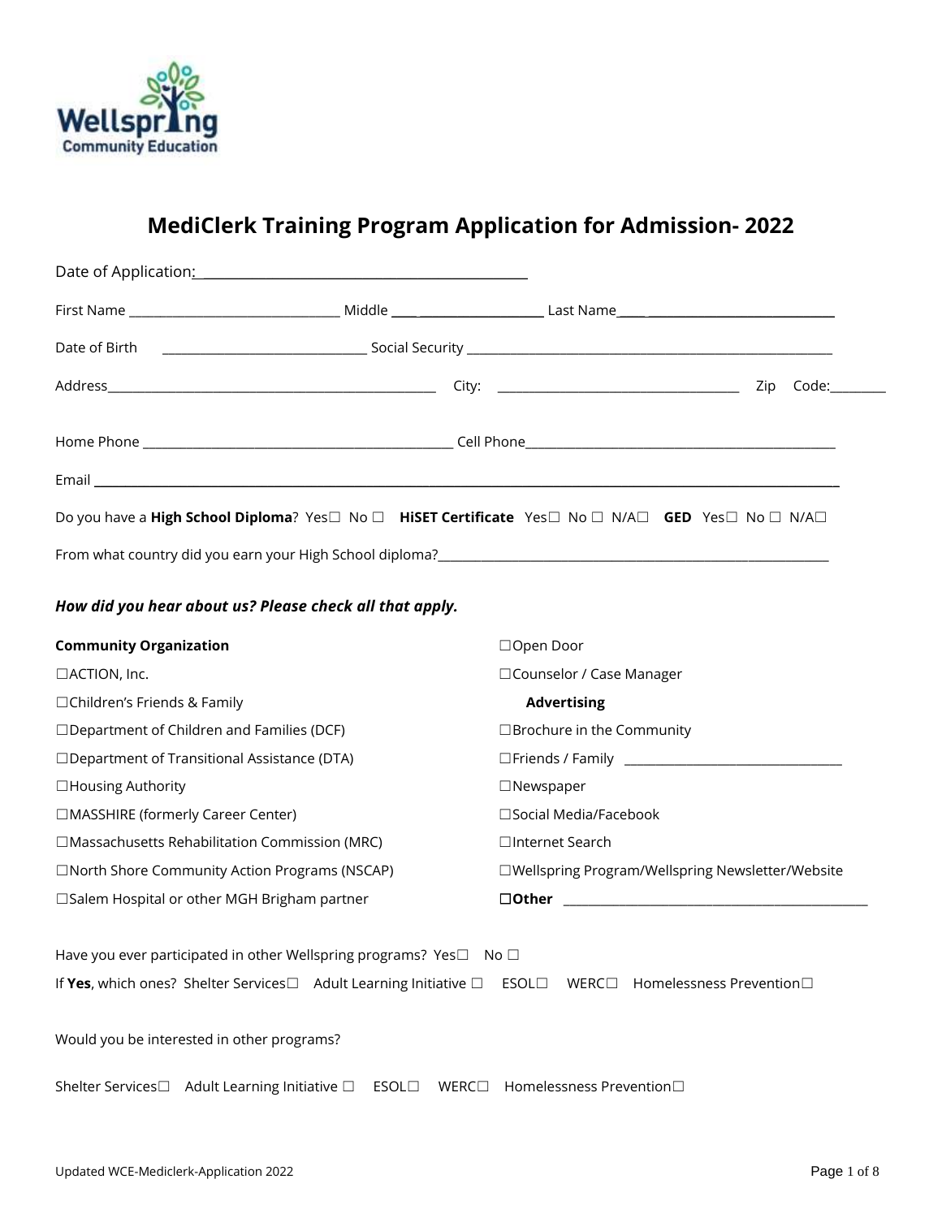# MediClerk Training Program Application for Admission- 2022

Date of Application: ______________________________

First Name ____________________ Middle ____________ Last Name ____________________

Date of Birth ____________________ Social Security ______________________________

Address ______________________________ City: ______________________ Zip Code: ________

Home Phone ______________________________ Cell Phone ______________________________

Email ____________________________________________________________

Do you have a **High School Diploma**? Yes☐ No ☐ **HiSET Certificate** Yes☐ No ☐ N/A☐ **GED** Yes☐ No ☐ N/A☐

From what country did you earn your High School diploma? ______________________________

***How did you hear about us? Please check all that apply.***

**Community Organization**

☐ACTION, Inc.

☐Children's Friends & Family

☐Department of Children and Families (DCF)

☐Department of Transitional Assistance (DTA)

☐Housing Authority

☐MASSHIRE (formerly Career Center)

☐Massachusetts Rehabilitation Commission (MRC)

☐North Shore Community Action Programs (NSCAP)

☐Salem Hospital or other MGH Brigham partner

☐Open Door

☐Counselor / Case Manager

**Advertising**

☐Brochure in the Community

☐Friends / Family ____________________

☐Newspaper

☐Social Media/Facebook

☐Internet Search

☐Wellspring Program/Wellspring Newsletter/Website

**☐Other** ______________________________

Have you ever participated in other Wellspring programs? Yes☐ No ☐

If **Yes**, which ones? Shelter Services☐ Adult Learning Initiative ☐ ESOL☐ WERC☐ Homelessness Prevention☐

Would you be interested in other programs?

Shelter Services☐ Adult Learning Initiative ☐ ESOL☐ WERC☐ Homelessness Prevention☐

Updated WCE-Mediclerk-Application 2022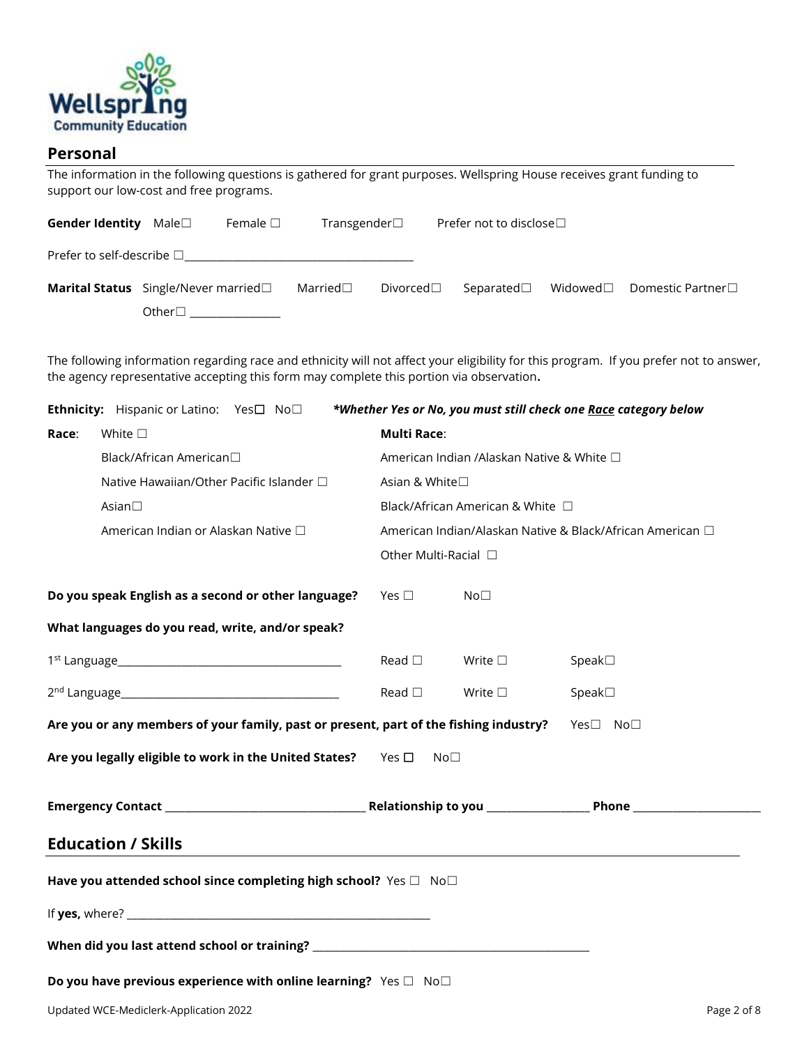Wellspring Community Education

## Personal

The information in the following questions is gathered for grant purposes. Wellspring House receives grant funding to support our low-cost and free programs.

**Gender Identity** Male☐ Female ☐ Transgender☐ Prefer not to disclose☐

Prefer to self-describe ☐________________________________________

**Marital Status** Single/Never married☐ Married☐ Divorced☐ Separated☐ Widowed☐ Domestic Partner☐
Other☐ ________________

The following information regarding race and ethnicity will not affect your eligibility for this program. If you prefer not to answer, the agency representative accepting this form may complete this portion via observation**.**

**Ethnicity:** Hispanic or Latino: Yes☐ No☐ ***\*Whether Yes or No, you must still check one Race category below***

**Race**:
- White ☐
- Black/African American☐
- Native Hawaiian/Other Pacific Islander ☐
- Asian☐
- American Indian or Alaskan Native ☐

**Multi Race**:
- American Indian /Alaskan Native & White ☐
- Asian & White☐
- Black/African American & White ☐
- American Indian/Alaskan Native & Black/African American ☐
- Other Multi-Racial ☐

**Do you speak English as a second or other language?** Yes ☐ No☐

**What languages do you read, write, and/or speak?**

1st Language_________________________________________ Read ☐ Write ☐ Speak☐

2nd Language________________________________________ Read ☐ Write ☐ Speak☐

**Are you or any members of your family, past or present, part of the fishing industry?** Yes☐ No☐

**Are you legally eligible to work in the United States?** Yes ☐ No☐

**Emergency Contact** ____________________________________ **Relationship to you** __________________ **Phone** _______________________

## Education / Skills

**Have you attended school since completing high school?** Yes ☐ No☐

If **yes,** where? _______________________________________________________

**When did you last attend school or training?** __________________________________________________

**Do you have previous experience with online learning?** Yes ☐ No☐

Updated WCE-Mediclerk-Application 2022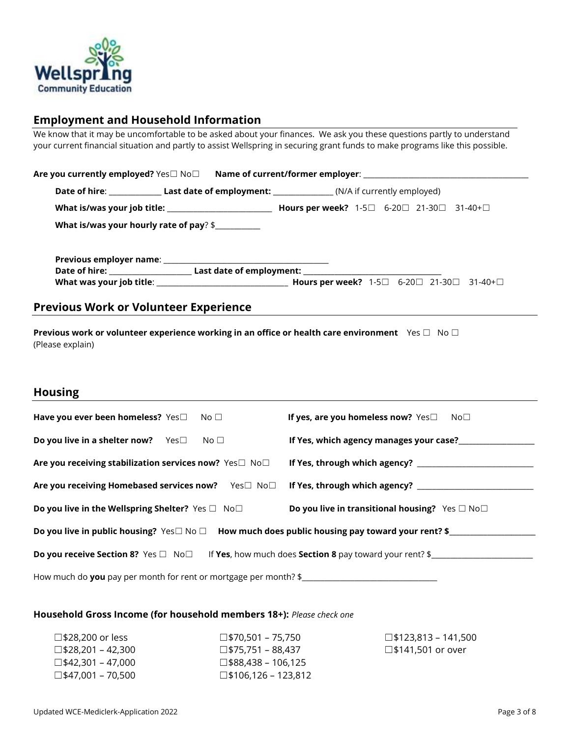## Employment and Household Information

We know that it may be uncomfortable to be asked about your finances. We ask you these questions partly to understand your current financial situation and partly to assist Wellspring in securing grant funds to make programs like this possible.

**Are you currently employed?** Yes☐ No☐ **Name of current/former employer**: ______________________________

**Date of hire**: _____________ **Last date of employment:** _______________ (N/A if currently employed)

**What is/was your job title:** ___________________________ **Hours per week?** 1-5☐ 6-20☐ 21-30☐ 31-40+☐

**What is/was your hourly rate of pay**? $___________

**Previous employer name**: __________________________________________

**Date of hire:** _____________________ **Last date of employment:** __________________________________

**What was your job title**: _________________________________ **Hours per week?** 1-5☐ 6-20☐ 21-30☐ 31-40+☐

## Previous Work or Volunteer Experience

**Previous work or volunteer experience working in an office or health care environment** Yes ☐ No ☐
(Please explain)

## Housing

**Have you ever been homeless?** Yes☐ No ☐ **If yes, are you homeless now?** Yes☐ No☐

**Do you live in a shelter now?** Yes☐ No ☐ **If Yes, which agency manages your case?**___________________

**Are you receiving stabilization services now?** Yes☐ No☐ **If Yes, through which agency?** _____________________________

**Are you receiving Homebased services now?** Yes☐ No☐ **If Yes, through which agency?** _____________________________

**Do you live in the Wellspring Shelter?** Yes ☐ No☐ **Do you live in transitional housing?** Yes ☐ No☐

**Do you live in public housing?** Yes☐ No ☐ **How much does public housing pay toward your rent? $**______________________

**Do you receive Section 8?** Yes ☐ No☐ If **Yes**, how much does **Section 8** pay toward your rent? $_________________________

How much do **you** pay per month for rent or mortgage per month? $__________________________________

**Household Gross Income (for household members 18+):** *Please check one*

- ☐$28,200 or less
- ☐$28,201 – 42,300
- ☐$42,301 – 47,000
- ☐$47,001 – 70,500
- ☐$70,501 – 75,750
- ☐$75,751 – 88,437
- ☐$88,438 – 106,125
- ☐$106,126 – 123,812
- ☐$123,813 – 141,500
- ☐$141,501 or over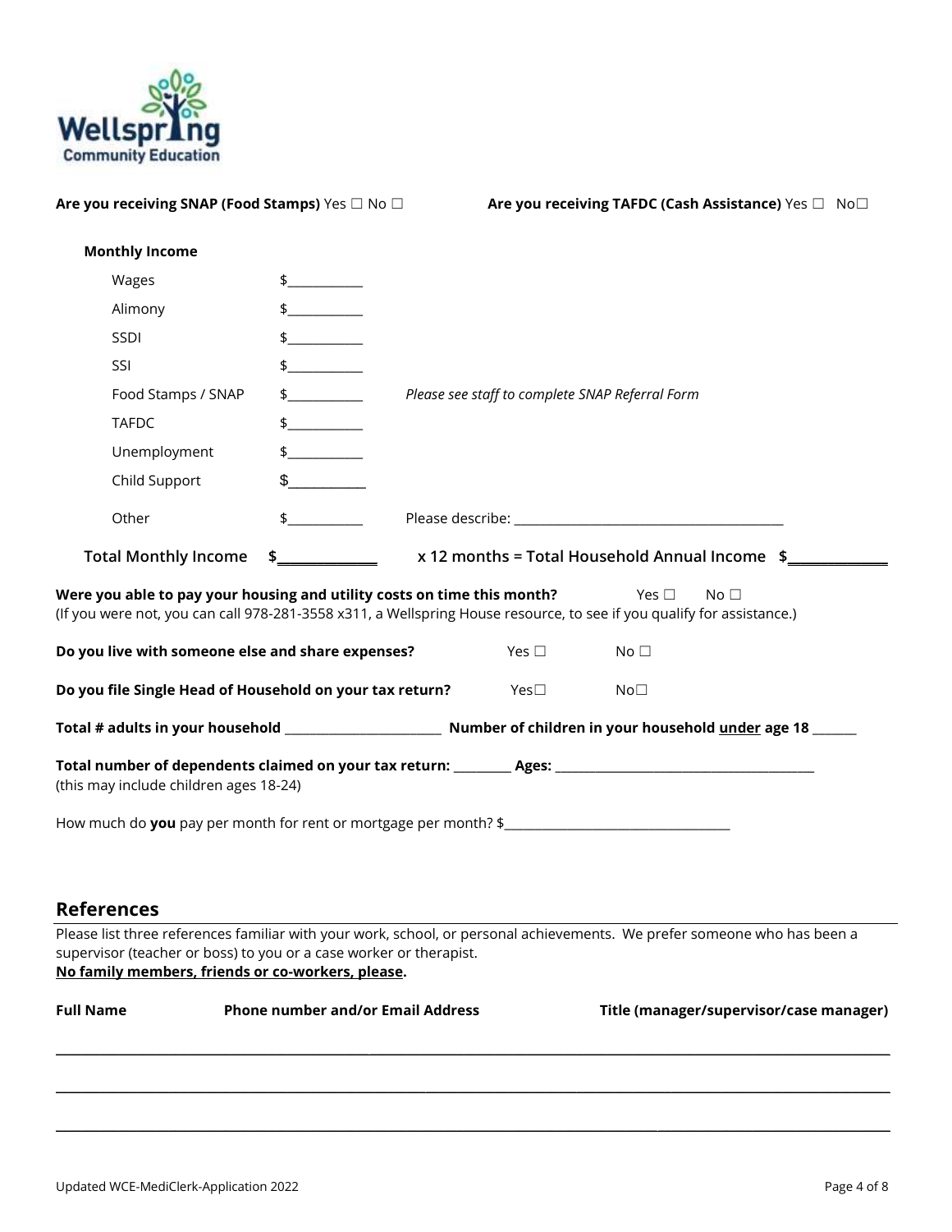**Are you receiving SNAP (Food Stamps)** Yes ☐ No ☐ **Are you receiving TAFDC (Cash Assistance)** Yes ☐ No☐

**Monthly Income**

| | | |
|---|---|---|
| Wages | $__________ | |
| Alimony | $__________ | |
| SSDI | $__________ | |
| SSI | $__________ | |
| Food Stamps / SNAP | $__________ | *Please see staff to complete SNAP Referral Form* |
| TAFDC | $__________ | |
| Unemployment | $__________ | |
| Child Support | $__________ | |
| Other | $__________ | Please describe: ____________________________________ |

**Total Monthly Income $____________ x 12 months = Total Household Annual Income $____________**

**Were you able to pay your housing and utility costs on time this month?** Yes ☐ No ☐
(If you were not, you can call 978-281-3558 x311, a Wellspring House resource, to see if you qualify for assistance.)

**Do you live with someone else and share expenses?** Yes ☐ No ☐

**Do you file Single Head of Household on your tax return?** Yes☐ No☐

**Total # adults in your household ______________________ Number of children in your household under age 18 ______**

**Total number of dependents claimed on your tax return: ________ Ages: ____________________________________**
(this may include children ages 18-24)

How much do **you** pay per month for rent or mortgage per month? $_______________________________

## References

Please list three references familiar with your work, school, or personal achievements. We prefer someone who has been a supervisor (teacher or boss) to you or a case worker or therapist.
**No family members, friends or co-workers, please.**

| Full Name | Phone number and/or Email Address | Title (manager/supervisor/case manager) |
|---|---|---|
| | | |
| | | |
| | | |

Updated WCE-MediClerk-Application 2022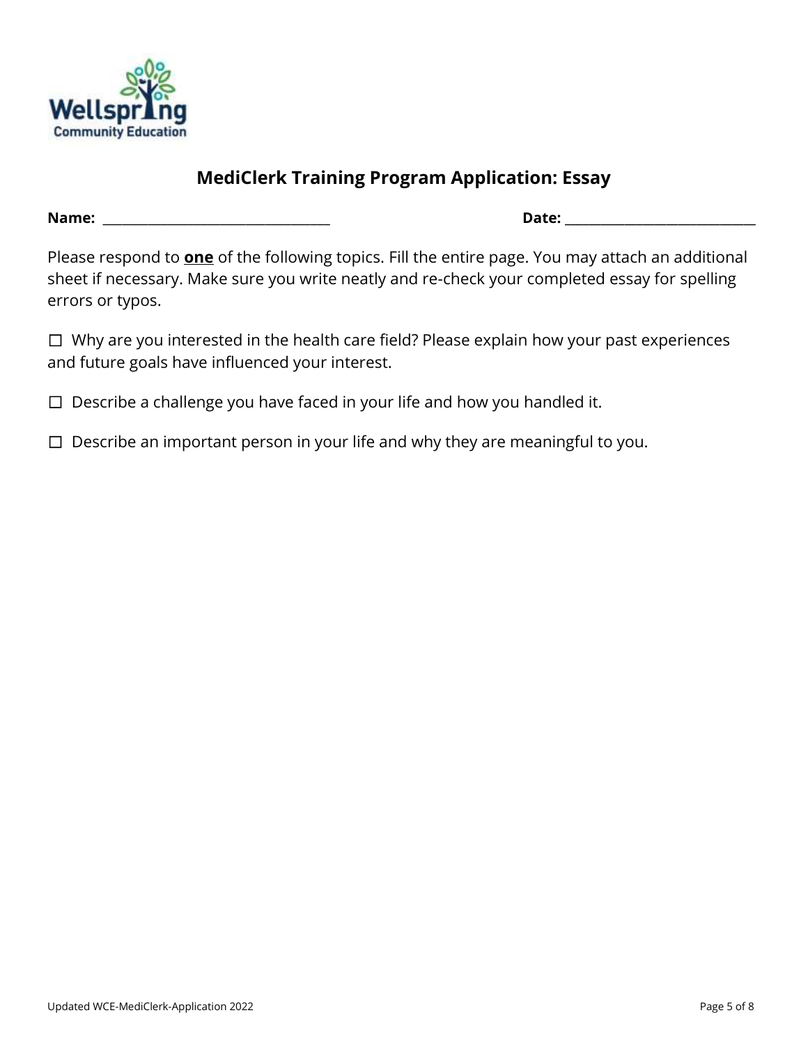Wellspring Community Education

## MediClerk Training Program Application: Essay

**Name:** ___________________________________ **Date:** _____________________________

Please respond to **one** of the following topics. Fill the entire page. You may attach an additional sheet if necessary. Make sure you write neatly and re-check your completed essay for spelling errors or typos.

☐ Why are you interested in the health care field? Please explain how your past experiences and future goals have influenced your interest.

☐ Describe a challenge you have faced in your life and how you handled it.

☐ Describe an important person in your life and why they are meaningful to you.

Updated WCE-MediClerk-Application 2022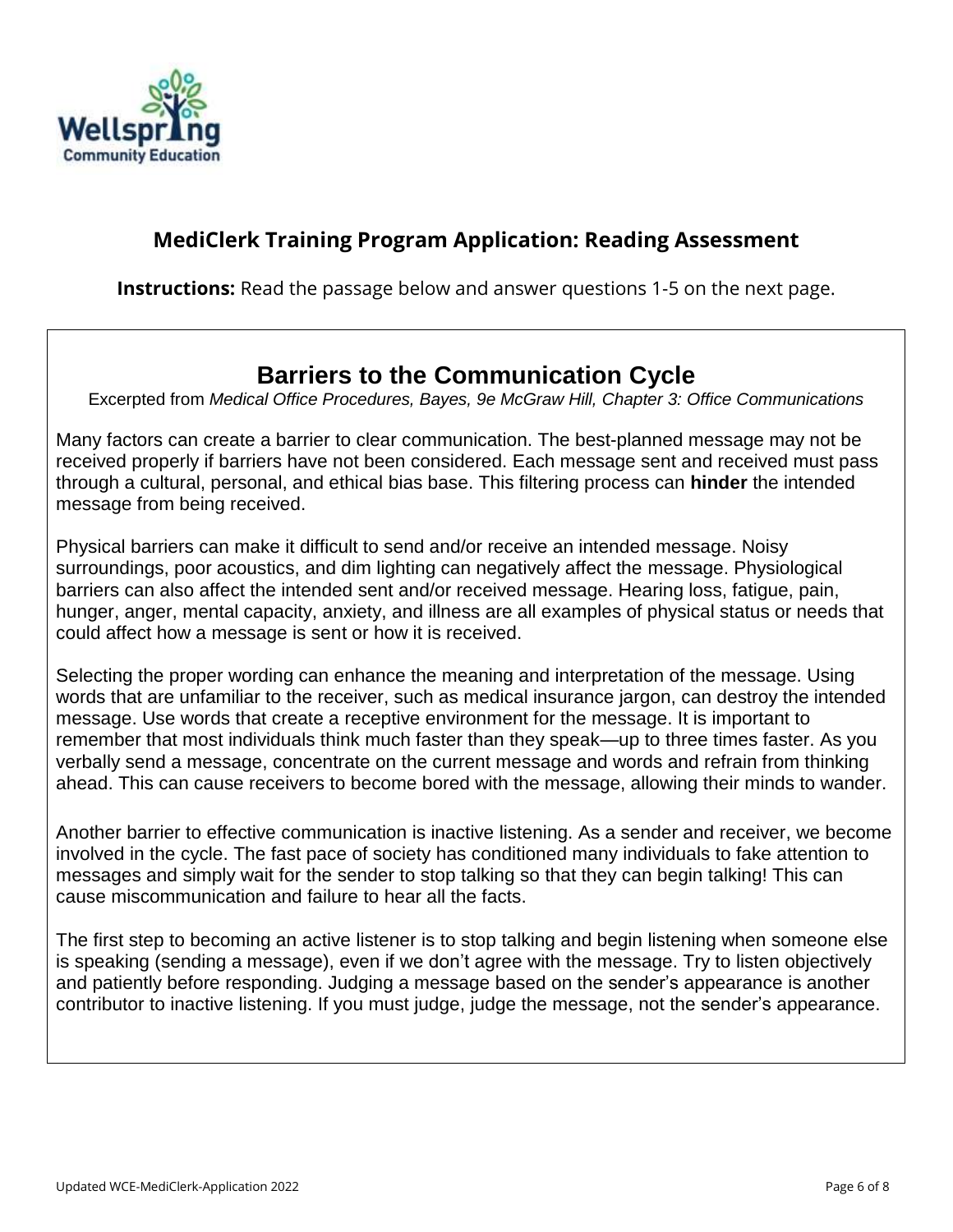## MediClerk Training Program Application: Reading Assessment

**Instructions:** Read the passage below and answer questions 1-5 on the next page.

### Barriers to the Communication Cycle

Excerpted from *Medical Office Procedures, Bayes, 9e McGraw Hill, Chapter 3: Office Communications*

Many factors can create a barrier to clear communication. The best-planned message may not be received properly if barriers have not been considered. Each message sent and received must pass through a cultural, personal, and ethical bias base. This filtering process can **hinder** the intended message from being received.

Physical barriers can make it difficult to send and/or receive an intended message. Noisy surroundings, poor acoustics, and dim lighting can negatively affect the message. Physiological barriers can also affect the intended sent and/or received message. Hearing loss, fatigue, pain, hunger, anger, mental capacity, anxiety, and illness are all examples of physical status or needs that could affect how a message is sent or how it is received.

Selecting the proper wording can enhance the meaning and interpretation of the message. Using words that are unfamiliar to the receiver, such as medical insurance jargon, can destroy the intended message. Use words that create a receptive environment for the message. It is important to remember that most individuals think much faster than they speak—up to three times faster. As you verbally send a message, concentrate on the current message and words and refrain from thinking ahead. This can cause receivers to become bored with the message, allowing their minds to wander.

Another barrier to effective communication is inactive listening. As a sender and receiver, we become involved in the cycle. The fast pace of society has conditioned many individuals to fake attention to messages and simply wait for the sender to stop talking so that they can begin talking! This can cause miscommunication and failure to hear all the facts.

The first step to becoming an active listener is to stop talking and begin listening when someone else is speaking (sending a message), even if we don't agree with the message. Try to listen objectively and patiently before responding. Judging a message based on the sender's appearance is another contributor to inactive listening. If you must judge, judge the message, not the sender's appearance.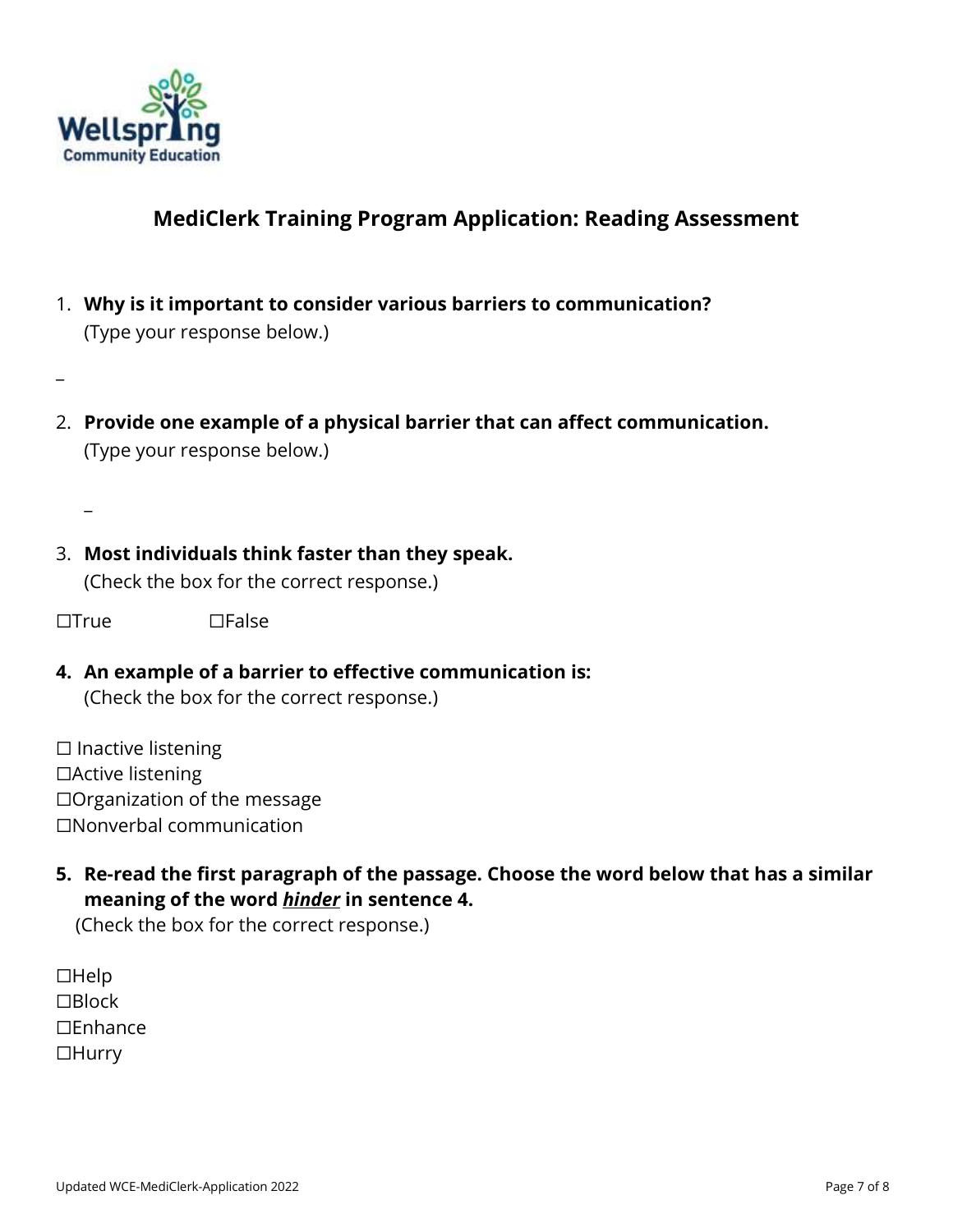Wellspring Community Education

## MediClerk Training Program Application: Reading Assessment

1. **Why is it important to consider various barriers to communication?**
   (Type your response below.)

_

2. **Provide one example of a physical barrier that can affect communication.**
   (Type your response below.)

   _

3. **Most individuals think faster than they speak.**
   (Check the box for the correct response.)

☐True ☐False

**4. An example of a barrier to effective communication is:**
   (Check the box for the correct response.)

☐ Inactive listening
☐Active listening
☐Organization of the message
☐Nonverbal communication

**5. Re-read the first paragraph of the passage. Choose the word below that has a similar meaning of the word _**hinder**_ in sentence 4.**
   (Check the box for the correct response.)

☐Help
☐Block
☐Enhance
☐Hurry

Updated WCE-MediClerk-Application 2022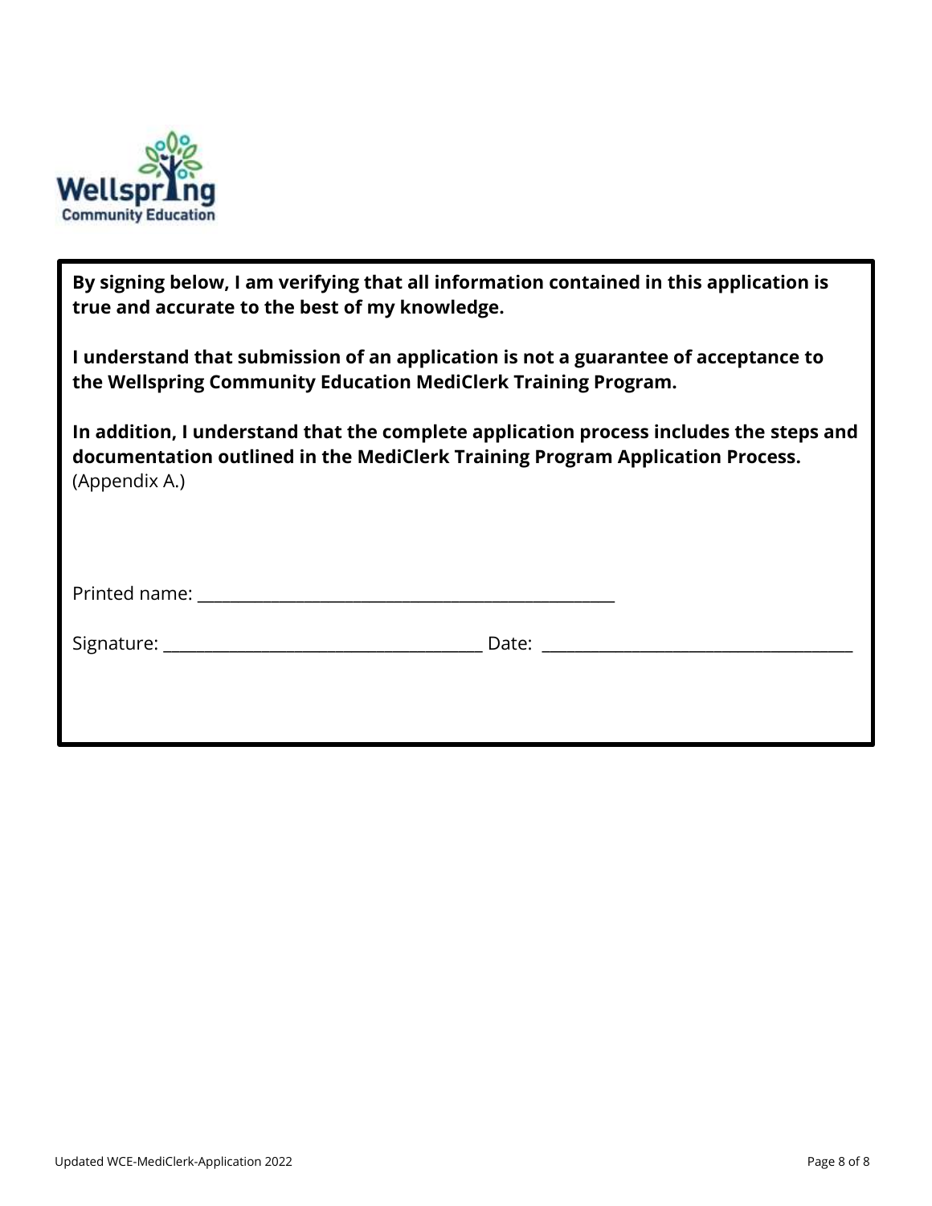**By signing below, I am verifying that all information contained in this application is true and accurate to the best of my knowledge.**

**I understand that submission of an application is not a guarantee of acceptance to the Wellspring Community Education MediClerk Training Program.**

**In addition, I understand that the complete application process includes the steps and documentation outlined in the MediClerk Training Program Application Process.** (Appendix A.)

Printed name: ___________________________________________________

Signature: _______________________________________ Date: _____________________________________